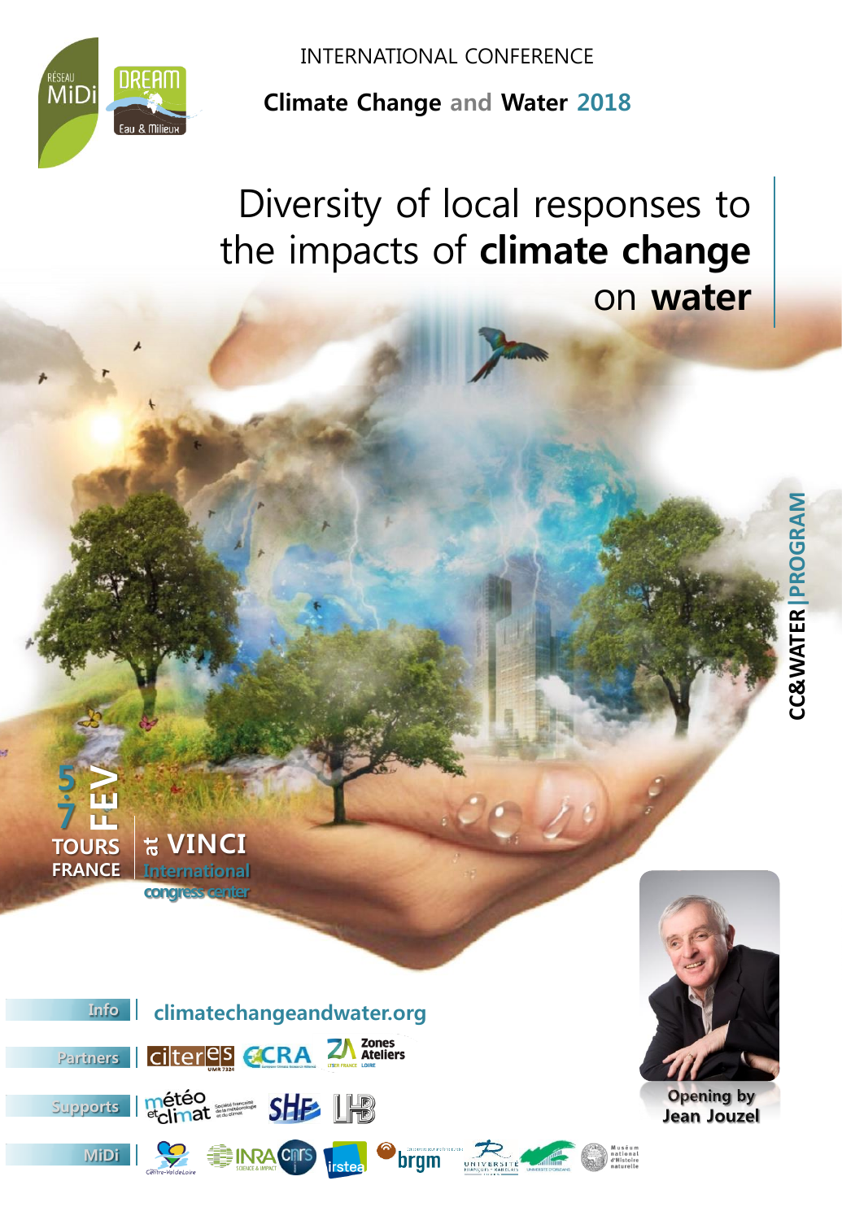RÉSEAU MiDi | DREAM Eau & Milieux

INTERNATIONAL CONFERENCE

**Climate Change and Water 2018**

# Diversity of local responses to the impacts of **climate change** on **water**

CC&WATER | PROGRAM

5-7 FEV

TOURS FRANCE

at VINCI International congress center

Opening by Jean Jouzel

Info | climatechangeandwater.org

Partners | citeres UMR 7324 | ECRA | ZA Zones Ateliers

Supports | météo et climat | SHF | LHB

MiDi | Centre-Val de Loire | INRA | cnrs | irstea | brgm | Université François-Rabelais Tours | Université d'Orléans | Muséum national d'Histoire naturelle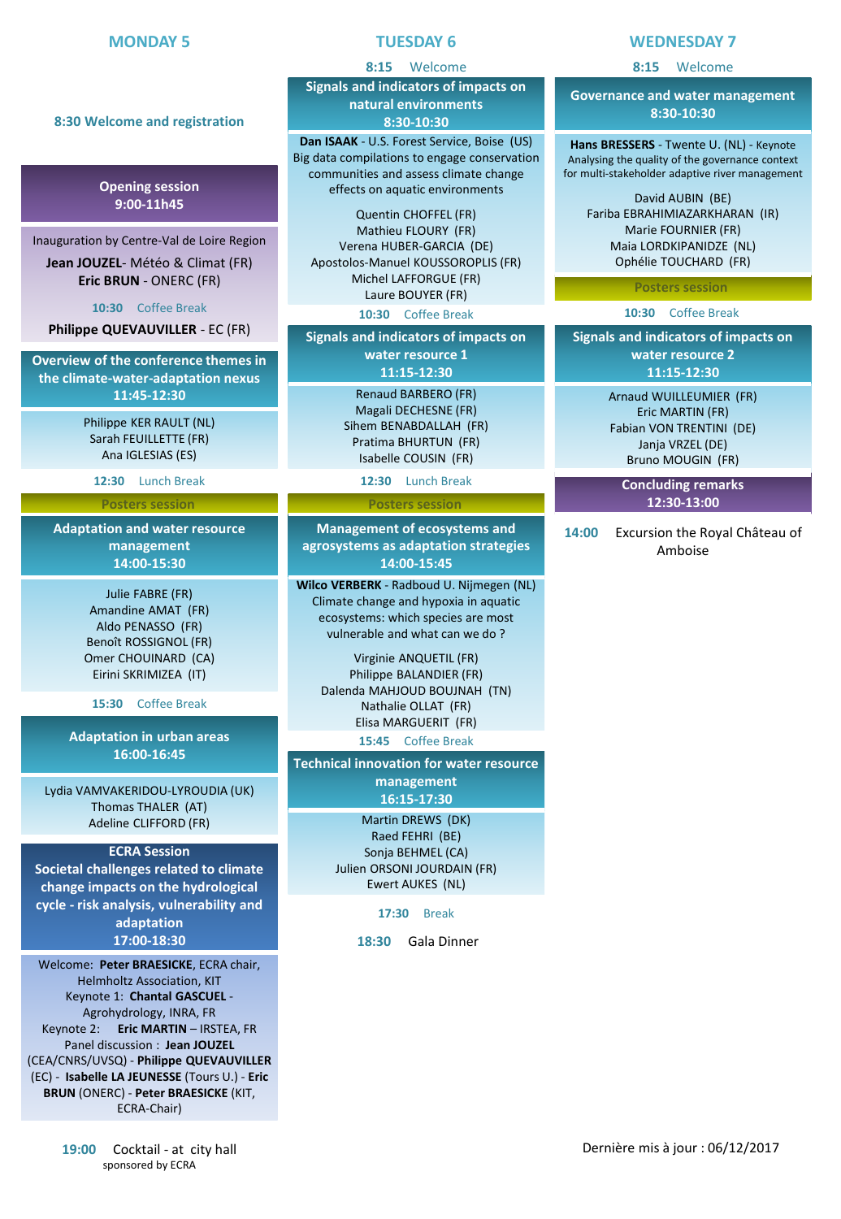## MONDAY 5

**8:30 Welcome and registration**

### Opening session
**9:00-11h45**

Inauguration by Centre-Val de Loire Region

**Jean JOUZEL**- Météo & Climat (FR)
**Eric BRUN** - ONERC (FR)

**10:30** Coffee Break

**Philippe QUEVAUVILLER** - EC (FR)

### Overview of the conference themes in the climate-water-adaptation nexus
**11:45-12:30**

Philippe KER RAULT (NL)
Sarah FEUILLETTE (FR)
Ana IGLESIAS (ES)

**12:30** Lunch Break

Posters session

### Adaptation and water resource management
**14:00-15:30**

Julie FABRE (FR)
Amandine AMAT (FR)
Aldo PENASSO (FR)
Benoît ROSSIGNOL (FR)
Omer CHOUINARD (CA)
Eirini SKRIMIZEA (IT)

**15:30** Coffee Break

### Adaptation in urban areas
**16:00-16:45**

Lydia VAMVAKERIDOU-LYROUDIA (UK)
Thomas THALER (AT)
Adeline CLIFFORD (FR)

### ECRA Session
### Societal challenges related to climate change impacts on the hydrological cycle - risk analysis, vulnerability and adaptation
**17:00-18:30**

Welcome: **Peter BRAESICKE**, ECRA chair, Helmholtz Association, KIT
Keynote 1: **Chantal GASCUEL** - Agrohydrology, INRA, FR
Keynote 2: **Eric MARTIN** – IRSTEA, FR
Panel discussion : **Jean JOUZEL** (CEA/CNRS/UVSQ) - **Philippe QUEVAUVILLER** (EC) - **Isabelle LA JEUNESSE** (Tours U.) - **Eric BRUN** (ONERC) - **Peter BRAESICKE** (KIT, ECRA-Chair)

**19:00** Cocktail - at city hall
sponsored by ECRA

## TUESDAY 6

**8:15** Welcome

### Signals and indicators of impacts on natural environments
**8:30-10:30**

**Dan ISAAK** - U.S. Forest Service, Boise (US)
Big data compilations to engage conservation communities and assess climate change effects on aquatic environments

Quentin CHOFFEL (FR)
Mathieu FLOURY (FR)
Verena HUBER-GARCIA (DE)
Apostolos-Manuel KOUSSOROPLIS (FR)
Michel LAFFORGUE (FR)
Laure BOUYER (FR)

**10:30** Coffee Break

### Signals and indicators of impacts on water resource 1
**11:15-12:30**

Renaud BARBERO (FR)
Magali DECHESNE (FR)
Sihem BENABDALLAH (FR)
Pratima BHURTUN (FR)
Isabelle COUSIN (FR)

**12:30** Lunch Break

Posters session

### Management of ecosystems and agrosystems as adaptation strategies
**14:00-15:45**

**Wilco VERBERK** - Radboud U. Nijmegen (NL)
Climate change and hypoxia in aquatic ecosystems: which species are most vulnerable and what can we do ?

Virginie ANQUETIL (FR)
Philippe BALANDIER (FR)
Dalenda MAHJOUD BOUJNAH (TN)
Nathalie OLLAT (FR)
Elisa MARGUERIT (FR)

**15:45** Coffee Break

### Technical innovation for water resource management
**16:15-17:30**

Martin DREWS (DK)
Raed FEHRI (BE)
Sonja BEHMEL (CA)
Julien ORSONI JOURDAIN (FR)
Ewert AUKES (NL)

**17:30** Break

**18:30** Gala Dinner

## WEDNESDAY 7

**8:15** Welcome

### Governance and water management
**8:30-10:30**

**Hans BRESSERS** - Twente U. (NL) - Keynote
Analysing the quality of the governance context for multi-stakeholder adaptive river management

David AUBIN (BE)
Fariba EBRAHIMIAZARKHARAN (IR)
Marie FOURNIER (FR)
Maia LORDKIPANIDZE (NL)
Ophélie TOUCHARD (FR)

Posters session

**10:30** Coffee Break

### Signals and indicators of impacts on water resource 2
**11:15-12:30**

Arnaud WUILLEUMIER (FR)
Eric MARTIN (FR)
Fabian VON TRENTINI (DE)
Janja VRZEL (DE)
Bruno MOUGIN (FR)

### Concluding remarks
**12:30-13:00**

**14:00** Excursion the Royal Château of Amboise

Dernière mis à jour : 06/12/2017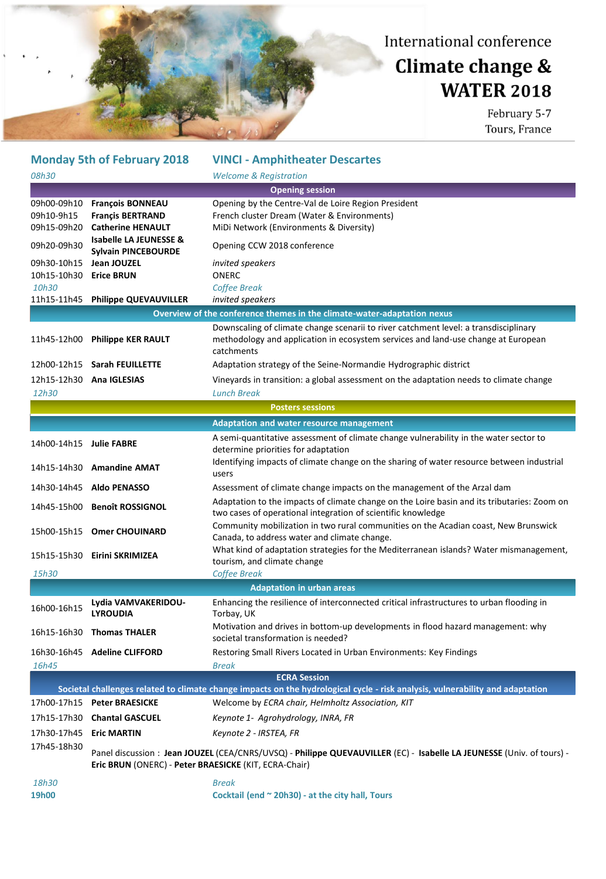International conference

# Climate change & WATER 2018

February 5-7
Tours, France

## Monday 5th of February 2018 — VINCI - Amphitheater Descartes

| Time | Speaker | Title |
|---|---|---|
| *08h30* | | *Welcome & Registration* |
| **Opening session** | | |
| 09h00-09h10 | **François BONNEAU** | Opening by the Centre-Val de Loire Region President |
| 09h10-9h15 | **Frençis BERTRAND** | French cluster Dream (Water & Environments) |
| 09h15-09h20 | **Catherine HENAULT** | MiDi Network (Environments & Diversity) |
| 09h20-09h30 | **Isabelle LA JEUNESSE & Sylvain PINCEBOURDE** | Opening CCW 2018 conference |
| 09h30-10h15 | **Jean JOUZEL** | *invited speakers* |
| 10h15-10h30 | **Erice BRUN** | ONERC |
| *10h30* | | *Coffee Break* |
| 11h15-11h45 | **Philippe QUEVAUVILLER** | *invited speakers* |
| **Overview of the conference themes in the climate-water-adaptation nexus** | | |
| 11h45-12h00 | **Philippe KER RAULT** | Downscaling of climate change scenarii to river catchment level: a transdisciplinary methodology and application in ecosystem services and land-use change at European catchments |
| 12h00-12h15 | **Sarah FEUILLETTE** | Adaptation strategy of the Seine-Normandie Hydrographic district |
| 12h15-12h30 | **Ana IGLESIAS** | Vineyards in transition: a global assessment on the adaptation needs to climate change |
| *12h30* | | *Lunch Break* |
| **Posters sessions** | | |
| **Adaptation and water resource management** | | |
| 14h00-14h15 | **Julie FABRE** | A semi-quantitative assessment of climate change vulnerability in the water sector to determine priorities for adaptation |
| 14h15-14h30 | **Amandine AMAT** | Identifying impacts of climate change on the sharing of water resource between industrial users |
| 14h30-14h45 | **Aldo PENASSO** | Assessment of climate change impacts on the management of the Arzal dam |
| 14h45-15h00 | **Benoît ROSSIGNOL** | Adaptation to the impacts of climate change on the Loire basin and its tributaries: Zoom on two cases of operational integration of scientific knowledge |
| 15h00-15h15 | **Omer CHOUINARD** | Community mobilization in two rural communities on the Acadian coast, New Brunswick Canada, to address water and climate change. |
| 15h15-15h30 | **Eirini SKRIMIZEA** | What kind of adaptation strategies for the Mediterranean islands? Water mismanagement, tourism, and climate change |
| *15h30* | | *Coffee Break* |
| **Adaptation in urban areas** | | |
| 16h00-16h15 | **Lydia VAMVAKERIDOU-LYROUDIA** | Enhancing the resilience of interconnected critical infrastructures to urban flooding in Torbay, UK |
| 16h15-16h30 | **Thomas THALER** | Motivation and drives in bottom-up developments in flood hazard management: why societal transformation is needed? |
| 16h30-16h45 | **Adeline CLIFFORD** | Restoring Small Rivers Located in Urban Environments: Key Findings |
| *16h45* | | *Break* |
| **ECRA Session — Societal challenges related to climate change impacts on the hydrological cycle - risk analysis, vulnerability and adaptation** | | |
| 17h00-17h15 | **Peter BRAESICKE** | Welcome by *ECRA chair, Helmholtz Association, KIT* |
| 17h15-17h30 | **Chantal GASCUEL** | *Keynote 1- Agrohydrology, INRA, FR* |
| 17h30-17h45 | **Eric MARTIN** | *Keynote 2 - IRSTEA, FR* |
| 17h45-18h30 | Panel discussion : **Jean JOUZEL** (CEA/CNRS/UVSQ) - **Philippe QUEVAUVILLER** (EC) - **Isabelle LA JEUNESSE** (Univ. of tours) - **Eric BRUN** (ONERC) - **Peter BRAESICKE** (KIT, ECRA-Chair) | |
| *18h30* | | *Break* |
| **19h00** | | **Cocktail (end ~ 20h30) - at the city hall, Tours** |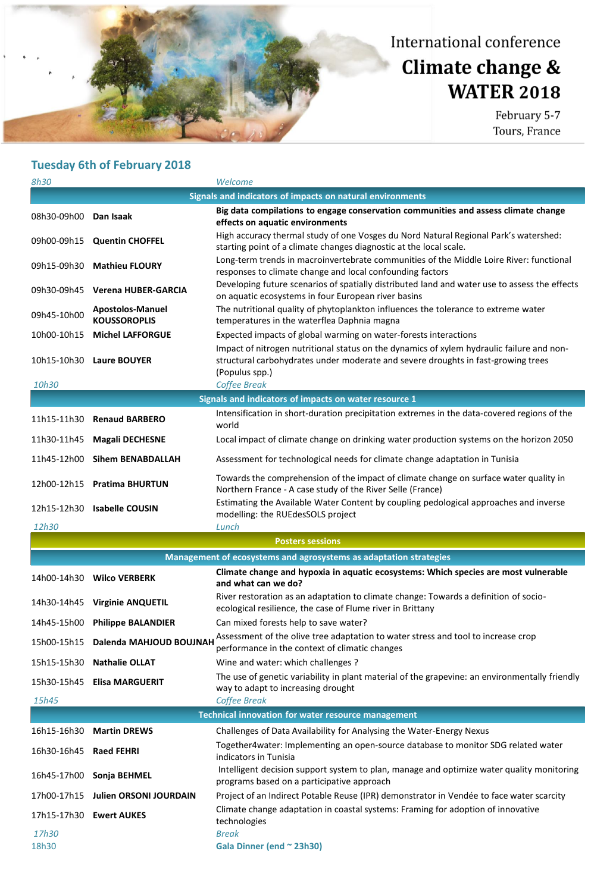International conference

# Climate change & WATER 2018

February 5-7
Tours, France

## Tuesday 6th of February 2018

| | | |
|---|---|---|
| *8h30* | | *Welcome* |
| **Signals and indicators of impacts on natural environments** | | |
| 08h30-09h00 | **Dan Isaak** | **Big data compilations to engage conservation communities and assess climate change effects on aquatic environments** |
| 09h00-09h15 | **Quentin CHOFFEL** | High accuracy thermal study of one Vosges du Nord Natural Regional Park's watershed: starting point of a climate changes diagnostic at the local scale. |
| 09h15-09h30 | **Mathieu FLOURY** | Long-term trends in macroinvertebrate communities of the Middle Loire River: functional responses to climate change and local confounding factors |
| 09h30-09h45 | **Verena HUBER-GARCIA** | Developing future scenarios of spatially distributed land and water use to assess the effects on aquatic ecosystems in four European river basins |
| 09h45-10h00 | **Apostolos-Manuel KOUSSOROPLIS** | The nutritional quality of phytoplankton influences the tolerance to extreme water temperatures in the waterflea Daphnia magna |
| 10h00-10h15 | **Michel LAFFORGUE** | Expected impacts of global warming on water-forests interactions |
| 10h15-10h30 | **Laure BOUYER** | Impact of nitrogen nutritional status on the dynamics of xylem hydraulic failure and non-structural carbohydrates under moderate and severe droughts in fast-growing trees (Populus spp.) |
| *10h30* | | *Coffee Break* |
| **Signals and indicators of impacts on water resource 1** | | |
| 11h15-11h30 | **Renaud BARBERO** | Intensification in short-duration precipitation extremes in the data-covered regions of the world |
| 11h30-11h45 | **Magali DECHESNE** | Local impact of climate change on drinking water production systems on the horizon 2050 |
| 11h45-12h00 | **Sihem BENABDALLAH** | Assessment for technological needs for climate change adaptation in Tunisia |
| 12h00-12h15 | **Pratima BHURTUN** | Towards the comprehension of the impact of climate change on surface water quality in Northern France - A case study of the River Selle (France) |
| 12h15-12h30 | **Isabelle COUSIN** | Estimating the Available Water Content by coupling pedological approaches and inverse modelling: the RUEdesSOLS project |
| *12h30* | | *Lunch* |
| **Posters sessions** | | |
| **Management of ecosystems and agrosystems as adaptation strategies** | | |
| 14h00-14h30 | **Wilco VERBERK** | **Climate change and hypoxia in aquatic ecosystems: Which species are most vulnerable and what can we do?** |
| 14h30-14h45 | **Virginie ANQUETIL** | River restoration as an adaptation to climate change: Towards a definition of socio-ecological resilience, the case of Flume river in Brittany |
| 14h45-15h00 | **Philippe BALANDIER** | Can mixed forests help to save water? |
| 15h00-15h15 | **Dalenda MAHJOUD BOUJNAH** | Assessment of the olive tree adaptation to water stress and tool to increase crop performance in the context of climatic changes |
| 15h15-15h30 | **Nathalie OLLAT** | Wine and water: which challenges ? |
| 15h30-15h45 | **Elisa MARGUERIT** | The use of genetic variability in plant material of the grapevine: an environmentally friendly way to adapt to increasing drought |
| *15h45* | | *Coffee Break* |
| **Technical innovation for water resource management** | | |
| 16h15-16h30 | **Martin DREWS** | Challenges of Data Availability for Analysing the Water-Energy Nexus |
| 16h30-16h45 | **Raed FEHRI** | Together4water: Implementing an open-source database to monitor SDG related water indicators in Tunisia |
| 16h45-17h00 | **Sonja BEHMEL** | Intelligent decision support system to plan, manage and optimize water quality monitoring programs based on a participative approach |
| 17h00-17h15 | **Julien ORSONI JOURDAIN** | Project of an Indirect Potable Reuse (IPR) demonstrator in Vendée to face water scarcity |
| 17h15-17h30 | **Ewert AUKES** | Climate change adaptation in coastal systems: Framing for adoption of innovative technologies |
| *17h30* | | *Break* |
| 18h30 | | **Gala Dinner (end ~ 23h30)** |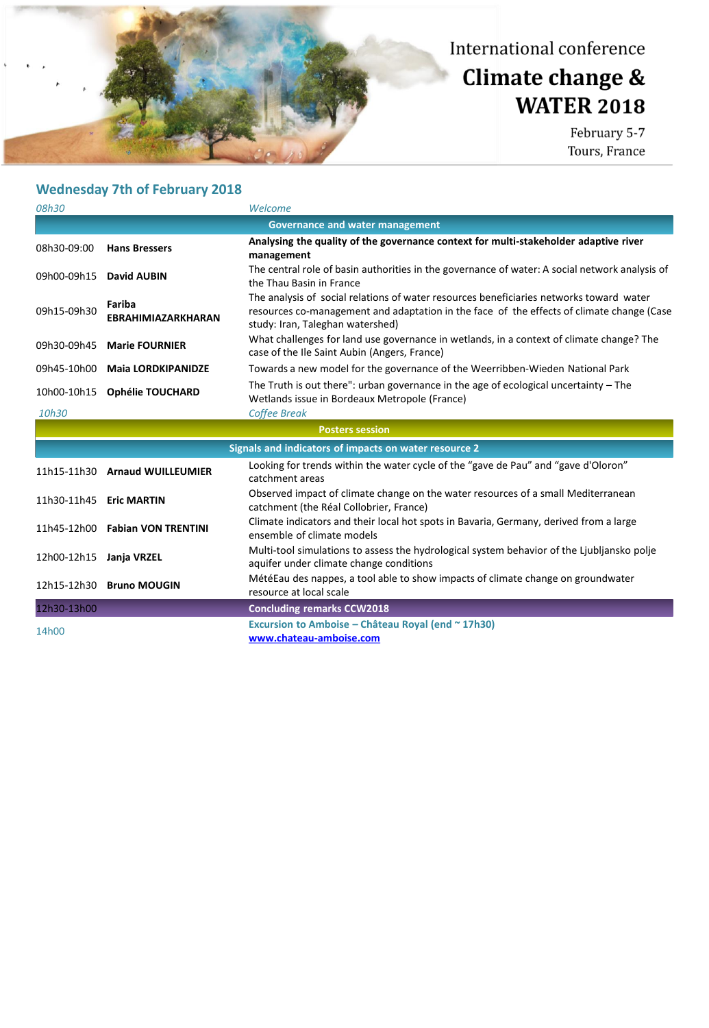International conference

# Climate change & WATER 2018

February 5-7
Tours, France

## Wednesday 7th of February 2018

| | | |
|---|---|---|
| *08h30* | | *Welcome* |
| | | **Governance and water management** |
| 08h30-09:00 | **Hans Bressers** | **Analysing the quality of the governance context for multi-stakeholder adaptive river management** |
| 09h00-09h15 | **David AUBIN** | The central role of basin authorities in the governance of water: A social network analysis of the Thau Basin in France |
| 09h15-09h30 | **Fariba EBRAHIMIAZARKHARAN** | The analysis of social relations of water resources beneficiaries networks toward water resources co-management and adaptation in the face of the effects of climate change (Case study: Iran, Taleghan watershed) |
| 09h30-09h45 | **Marie FOURNIER** | What challenges for land use governance in wetlands, in a context of climate change? The case of the Ile Saint Aubin (Angers, France) |
| 09h45-10h00 | **Maia LORDKIPANIDZE** | Towards a new model for the governance of the Weerribben-Wieden National Park |
| 10h00-10h15 | **Ophélie TOUCHARD** | The Truth is out there": urban governance in the age of ecological uncertainty – The Wetlands issue in Bordeaux Metropole (France) |
| *10h30* | | *Coffee Break* |
| | | **Posters session** |
| | | **Signals and indicators of impacts on water resource 2** |
| 11h15-11h30 | **Arnaud WUILLEUMIER** | Looking for trends within the water cycle of the "gave de Pau" and "gave d'Oloron" catchment areas |
| 11h30-11h45 | **Eric MARTIN** | Observed impact of climate change on the water resources of a small Mediterranean catchment (the Réal Collobrier, France) |
| 11h45-12h00 | **Fabian VON TRENTINI** | Climate indicators and their local hot spots in Bavaria, Germany, derived from a large ensemble of climate models |
| 12h00-12h15 | **Janja VRZEL** | Multi-tool simulations to assess the hydrological system behavior of the Ljubljansko polje aquifer under climate change conditions |
| 12h15-12h30 | **Bruno MOUGIN** | MétéEau des nappes, a tool able to show impacts of climate change on groundwater resource at local scale |
| 12h30-13h00 | | **Concluding remarks CCW2018** |
| 14h00 | | **Excursion to Amboise – Château Royal (end ~ 17h30)** **www.chateau-amboise.com** |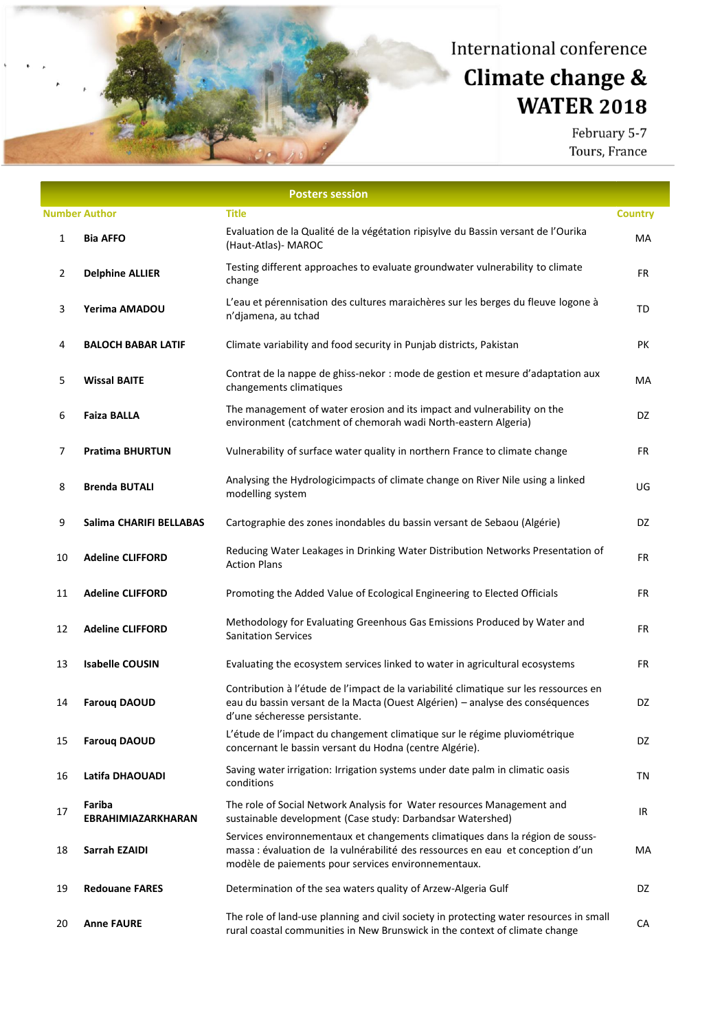International conference

# Climate change & WATER 2018

February 5-7
Tours, France

## Posters session

| Number | Author | Title | Country |
|---|---|---|---|
| 1 | **Bia AFFO** | Evaluation de la Qualité de la végétation ripisylve du Bassin versant de l'Ourika (Haut-Atlas)- MAROC | MA |
| 2 | **Delphine ALLIER** | Testing different approaches to evaluate groundwater vulnerability to climate change | FR |
| 3 | **Yerima AMADOU** | L'eau et pérennisation des cultures maraichères sur les berges du fleuve logone à n'djamena, au tchad | TD |
| 4 | **BALOCH BABAR LATIF** | Climate variability and food security in Punjab districts, Pakistan | PK |
| 5 | **Wissal BAITE** | Contrat de la nappe de ghiss-nekor : mode de gestion et mesure d'adaptation aux changements climatiques | MA |
| 6 | **Faiza BALLA** | The management of water erosion and its impact and vulnerability on the environment (catchment of chemorah wadi North-eastern Algeria) | DZ |
| 7 | **Pratima BHURTUN** | Vulnerability of surface water quality in northern France to climate change | FR |
| 8 | **Brenda BUTALI** | Analysing the Hydrologicimpacts of climate change on River Nile using a linked modelling system | UG |
| 9 | **Salima CHARIFI BELLABAS** | Cartographie des zones inondables du bassin versant de Sebaou (Algérie) | DZ |
| 10 | **Adeline CLIFFORD** | Reducing Water Leakages in Drinking Water Distribution Networks Presentation of Action Plans | FR |
| 11 | **Adeline CLIFFORD** | Promoting the Added Value of Ecological Engineering to Elected Officials | FR |
| 12 | **Adeline CLIFFORD** | Methodology for Evaluating Greenhous Gas Emissions Produced by Water and Sanitation Services | FR |
| 13 | **Isabelle COUSIN** | Evaluating the ecosystem services linked to water in agricultural ecosystems | FR |
| 14 | **Farouq DAOUD** | Contribution à l'étude de l'impact de la variabilité climatique sur les ressources en eau du bassin versant de la Macta (Ouest Algérien) – analyse des conséquences d'une sécheresse persistante. | DZ |
| 15 | **Farouq DAOUD** | L'étude de l'impact du changement climatique sur le régime pluviométrique concernant le bassin versant du Hodna (centre Algérie). | DZ |
| 16 | **Latifa DHAOUADI** | Saving water irrigation: Irrigation systems under date palm in climatic oasis conditions | TN |
| 17 | **Fariba EBRAHIMIAZARKHARAN** | The role of Social Network Analysis for Water resources Management and sustainable development (Case study: Darbandsar Watershed) | IR |
| 18 | **Sarrah EZAIDI** | Services environnementaux et changements climatiques dans la région de souss-massa : évaluation de la vulnérabilité des ressources en eau et conception d'un modèle de paiements pour services environnementaux. | MA |
| 19 | **Redouane FARES** | Determination of the sea waters quality of Arzew-Algeria Gulf | DZ |
| 20 | **Anne FAURE** | The role of land-use planning and civil society in protecting water resources in small rural coastal communities in New Brunswick in the context of climate change | CA |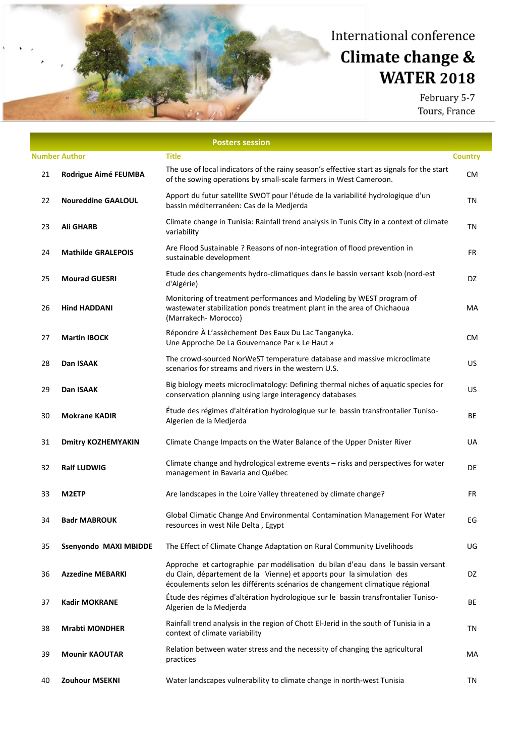International conference

# Climate change & WATER 2018

February 5-7
Tours, France

## Posters session

| Number | Author | Title | Country |
|---|---|---|---|
| 21 | **Rodrigue Aimé FEUMBA** | The use of local indicators of the rainy season's effective start as signals for the start of the sowing operations by small-scale farmers in West Cameroon. | CM |
| 22 | **Noureddine GAALOUL** | Apport du futur satelllte SWOT pour l'étude de la variabilité hydrologique d'un bassIn médlterranéen: Cas de la Medjerda | TN |
| 23 | **Ali GHARB** | Climate change in Tunisia: Rainfall trend analysis in Tunis City in a context of climate variability | TN |
| 24 | **Mathilde GRALEPOIS** | Are Flood Sustainable ? Reasons of non-integration of flood prevention in sustainable development | FR |
| 25 | **Mourad GUESRI** | Etude des changements hydro-climatiques dans le bassin versant ksob (nord-est d'Algérie) | DZ |
| 26 | **Hind HADDANI** | Monitoring of treatment performances and Modeling by WEST program of wastewater stabilization ponds treatment plant in the area of Chichaoua (Marrakech- Morocco) | MA |
| 27 | **Martin IBOCK** | Répondre À L'assèchement Des Eaux Du Lac Tanganyka. Une Approche De La Gouvernance Par « Le Haut » | CM |
| 28 | **Dan ISAAK** | The crowd-sourced NorWeST temperature database and massive microclimate scenarios for streams and rivers in the western U.S. | US |
| 29 | **Dan ISAAK** | Big biology meets microclimatology: Defining thermal niches of aquatic species for conservation planning using large interagency databases | US |
| 30 | **Mokrane KADIR** | Étude des régimes d'altération hydrologique sur le bassin transfrontalier Tuniso-Algerien de la Medjerda | BE |
| 31 | **Dmitry KOZHEMYAKIN** | Climate Change Impacts on the Water Balance of the Upper Dnister River | UA |
| 32 | **Ralf LUDWIG** | Climate change and hydrological extreme events – risks and perspectives for water management in Bavaria and Québec | DE |
| 33 | **M2ETP** | Are landscapes in the Loire Valley threatened by climate change? | FR |
| 34 | **Badr MABROUK** | Global Climatic Change And Environmental Contamination Management For Water resources in west Nile Delta , Egypt | EG |
| 35 | **Ssenyondo MAXI MBIDDE** | The Effect of Climate Change Adaptation on Rural Community Livelihoods | UG |
| 36 | **Azzedine MEBARKI** | Approche et cartographie par modélisation du bilan d'eau dans le bassin versant du Clain, département de la Vienne) et apports pour la simulation des écoulements selon les différents scénarios de changement climatique régional | DZ |
| 37 | **Kadir MOKRANE** | Étude des régimes d'altération hydrologique sur le bassin transfrontalier Tuniso-Algerien de la Medjerda | BE |
| 38 | **Mrabti MONDHER** | Rainfall trend analysis in the region of Chott El-Jerid in the south of Tunisia in a context of climate variability | TN |
| 39 | **Mounir KAOUTAR** | Relation between water stress and the necessity of changing the agricultural practices | MA |
| 40 | **Zouhour MSEKNI** | Water landscapes vulnerability to climate change in north-west Tunisia | TN |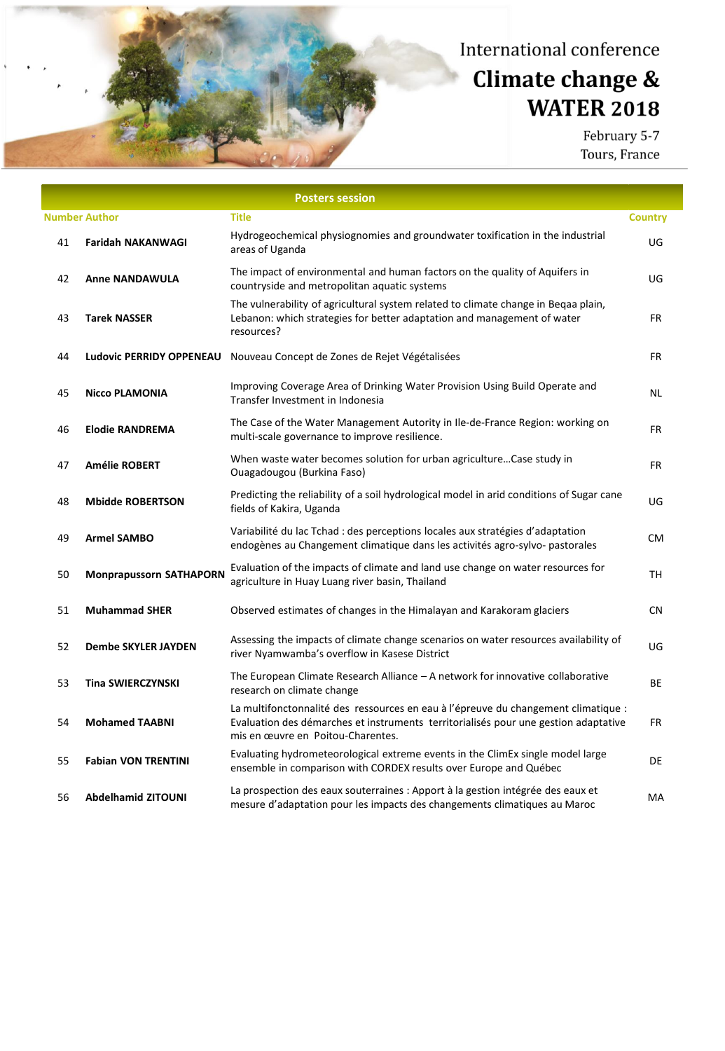International conference

# Climate change & WATER 2018

February 5-7
Tours, France

## Posters session

| Number | Author | Title | Country |
|---|---|---|---|
| 41 | **Faridah NAKANWAGI** | Hydrogeochemical physiognomies and groundwater toxification in the industrial areas of Uganda | UG |
| 42 | **Anne NANDAWULA** | The impact of environmental and human factors on the quality of Aquifers in countryside and metropolitan aquatic systems | UG |
| 43 | **Tarek NASSER** | The vulnerability of agricultural system related to climate change in Beqaa plain, Lebanon: which strategies for better adaptation and management of water resources? | FR |
| 44 | **Ludovic PERRIDY OPPENEAU** | Nouveau Concept de Zones de Rejet Végétalisées | FR |
| 45 | **Nicco PLAMONIA** | Improving Coverage Area of Drinking Water Provision Using Build Operate and Transfer Investment in Indonesia | NL |
| 46 | **Elodie RANDREMA** | The Case of the Water Management Autority in Ile-de-France Region: working on multi-scale governance to improve resilience. | FR |
| 47 | **Amélie ROBERT** | When waste water becomes solution for urban agriculture…Case study in Ouagadougou (Burkina Faso) | FR |
| 48 | **Mbidde ROBERTSON** | Predicting the reliability of a soil hydrological model in arid conditions of Sugar cane fields of Kakira, Uganda | UG |
| 49 | **Armel SAMBO** | Variabilité du lac Tchad : des perceptions locales aux stratégies d'adaptation endogènes au Changement climatique dans les activités agro-sylvo- pastorales | CM |
| 50 | **Monprapussorn SATHAPORN** | Evaluation of the impacts of climate and land use change on water resources for agriculture in Huay Luang river basin, Thailand | TH |
| 51 | **Muhammad SHER** | Observed estimates of changes in the Himalayan and Karakoram glaciers | CN |
| 52 | **Dembe SKYLER JAYDEN** | Assessing the impacts of climate change scenarios on water resources availability of river Nyamwamba's overflow in Kasese District | UG |
| 53 | **Tina SWIERCZYNSKI** | The European Climate Research Alliance – A network for innovative collaborative research on climate change | BE |
| 54 | **Mohamed TAABNI** | La multifonctonnalité des ressources en eau à l'épreuve du changement climatique : Evaluation des démarches et instruments territorialisés pour une gestion adaptative mis en œuvre en Poitou-Charentes. | FR |
| 55 | **Fabian VON TRENTINI** | Evaluating hydrometeorological extreme events in the ClimEx single model large ensemble in comparison with CORDEX results over Europe and Québec | DE |
| 56 | **Abdelhamid ZITOUNI** | La prospection des eaux souterraines : Apport à la gestion intégrée des eaux et mesure d'adaptation pour les impacts des changements climatiques au Maroc | MA |